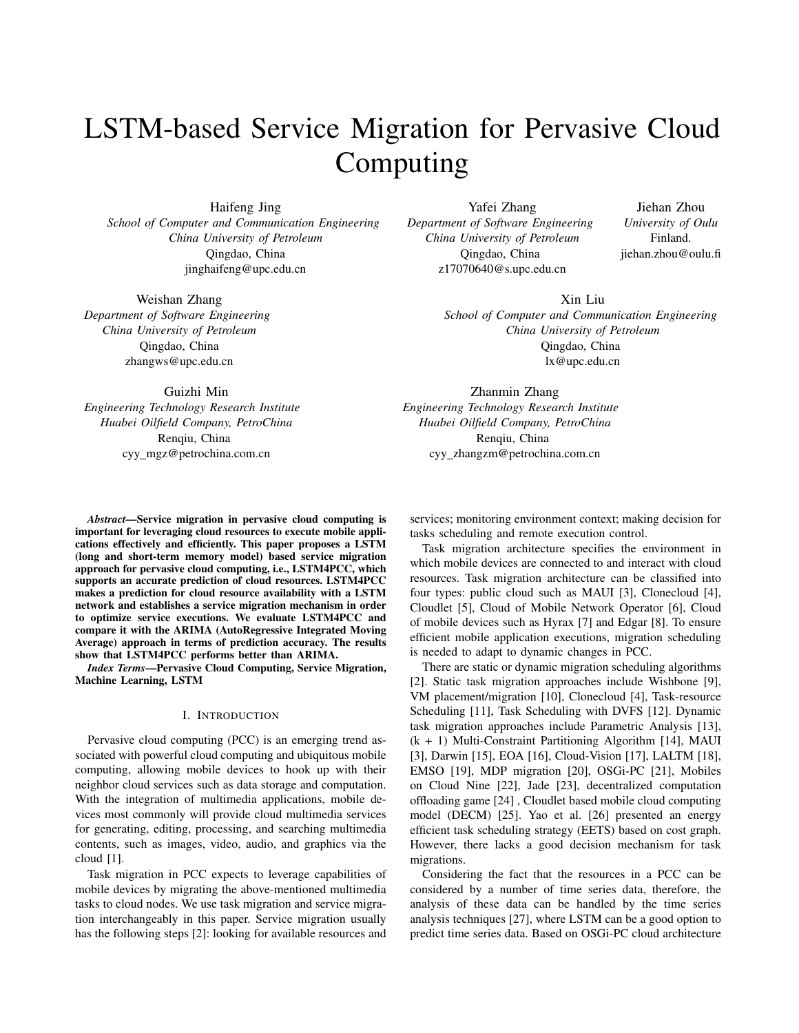# LSTM-based Service Migration for Pervasive Cloud Computing

Haifeng Jing
*School of Computer and Communication Engineering*
*China University of Petroleum*
Qingdao, China
jinghaifeng@upc.edu.cn

Yafei Zhang
*Department of Software Engineering*
*China University of Petroleum*
Qingdao, China
z17070640@s.upc.edu.cn

Jiehan Zhou
*University of Oulu*
Finland.
jiehan.zhou@oulu.fi

Weishan Zhang
*Department of Software Engineering*
*China University of Petroleum*
Qingdao, China
zhangws@upc.edu.cn

Xin Liu
*School of Computer and Communication Engineering*
*China University of Petroleum*
Qingdao, China
lx@upc.edu.cn

Guizhi Min
*Engineering Technology Research Institute*
*Huabei Oilfield Company, PetroChina*
Renqiu, China
cyy_mgz@petrochina.com.cn

Zhanmin Zhang
*Engineering Technology Research Institute*
*Huabei Oilfield Company, PetroChina*
Renqiu, China
cyy_zhangzm@petrochina.com.cn

***Abstract*—Service migration in pervasive cloud computing is important for leveraging cloud resources to execute mobile applications effectively and efficiently. This paper proposes a LSTM (long and short-term memory model) based service migration approach for pervasive cloud computing, i.e., LSTM4PCC, which supports an accurate prediction of cloud resources. LSTM4PCC makes a prediction for cloud resource availability with a LSTM network and establishes a service migration mechanism in order to optimize service executions. We evaluate LSTM4PCC and compare it with the ARIMA (AutoRegressive Integrated Moving Average) approach in terms of prediction accuracy. The results show that LSTM4PCC performs better than ARIMA.**

***Index Terms*—Pervasive Cloud Computing, Service Migration, Machine Learning, LSTM**

## I. Introduction

Pervasive cloud computing (PCC) is an emerging trend associated with powerful cloud computing and ubiquitous mobile computing, allowing mobile devices to hook up with their neighbor cloud services such as data storage and computation. With the integration of multimedia applications, mobile devices most commonly will provide cloud multimedia services for generating, editing, processing, and searching multimedia contents, such as images, video, audio, and graphics via the cloud [1].

Task migration in PCC expects to leverage capabilities of mobile devices by migrating the above-mentioned multimedia tasks to cloud nodes. We use task migration and service migration interchangeably in this paper. Service migration usually has the following steps [2]: looking for available resources and services; monitoring environment context; making decision for tasks scheduling and remote execution control.

Task migration architecture specifies the environment in which mobile devices are connected to and interact with cloud resources. Task migration architecture can be classified into four types: public cloud such as MAUI [3], Clonecloud [4], Cloudlet [5], Cloud of Mobile Network Operator [6], Cloud of mobile devices such as Hyrax [7] and Edgar [8]. To ensure efficient mobile application executions, migration scheduling is needed to adapt to dynamic changes in PCC.

There are static or dynamic migration scheduling algorithms [2]. Static task migration approaches include Wishbone [9], VM placement/migration [10], Clonecloud [4], Task-resource Scheduling [11], Task Scheduling with DVFS [12]. Dynamic task migration approaches include Parametric Analysis [13], (k + 1) Multi-Constraint Partitioning Algorithm [14], MAUI [3], Darwin [15], EOA [16], Cloud-Vision [17], LALTM [18], EMSO [19], MDP migration [20], OSGi-PC [21], Mobiles on Cloud Nine [22], Jade [23], decentralized computation offloading game [24] , Cloudlet based mobile cloud computing model (DECM) [25]. Yao et al. [26] presented an energy efficient task scheduling strategy (EETS) based on cost graph. However, there lacks a good decision mechanism for task migrations.

Considering the fact that the resources in a PCC can be considered by a number of time series data, therefore, the analysis of these data can be handled by the time series analysis techniques [27], where LSTM can be a good option to predict time series data. Based on OSGi-PC cloud architecture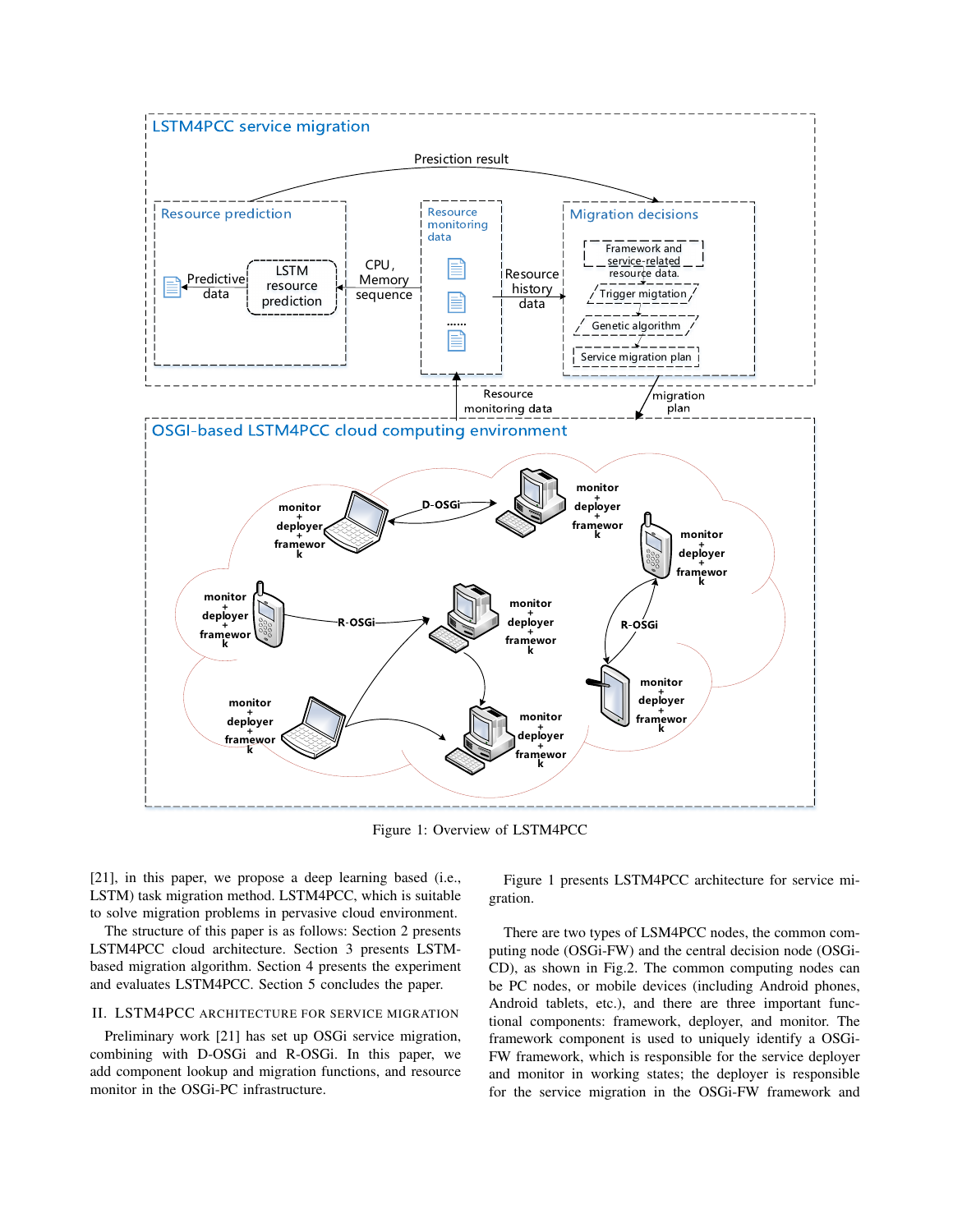Figure 1: Overview of LSTM4PCC

[21], in this paper, we propose a deep learning based (i.e., LSTM) task migration method. LSTM4PCC, which is suitable to solve migration problems in pervasive cloud environment.

The structure of this paper is as follows: Section 2 presents LSTM4PCC cloud architecture. Section 3 presents LSTM-based migration algorithm. Section 4 presents the experiment and evaluates LSTM4PCC. Section 5 concludes the paper.

## II. LSTM4PCC ARCHITECTURE FOR SERVICE MIGRATION

Preliminary work [21] has set up OSGi service migration, combining with D-OSGi and R-OSGi. In this paper, we add component lookup and migration functions, and resource monitor in the OSGi-PC infrastructure.

Figure 1 presents LSTM4PCC architecture for service migration.

There are two types of LSM4PCC nodes, the common computing node (OSGi-FW) and the central decision node (OSGi-CD), as shown in Fig.2. The common computing nodes can be PC nodes, or mobile devices (including Android phones, Android tablets, etc.), and there are three important functional components: framework, deployer, and monitor. The framework component is used to uniquely identify a OSGi-FW framework, which is responsible for the service deployer and monitor in working states; the deployer is responsible for the service migration in the OSGi-FW framework and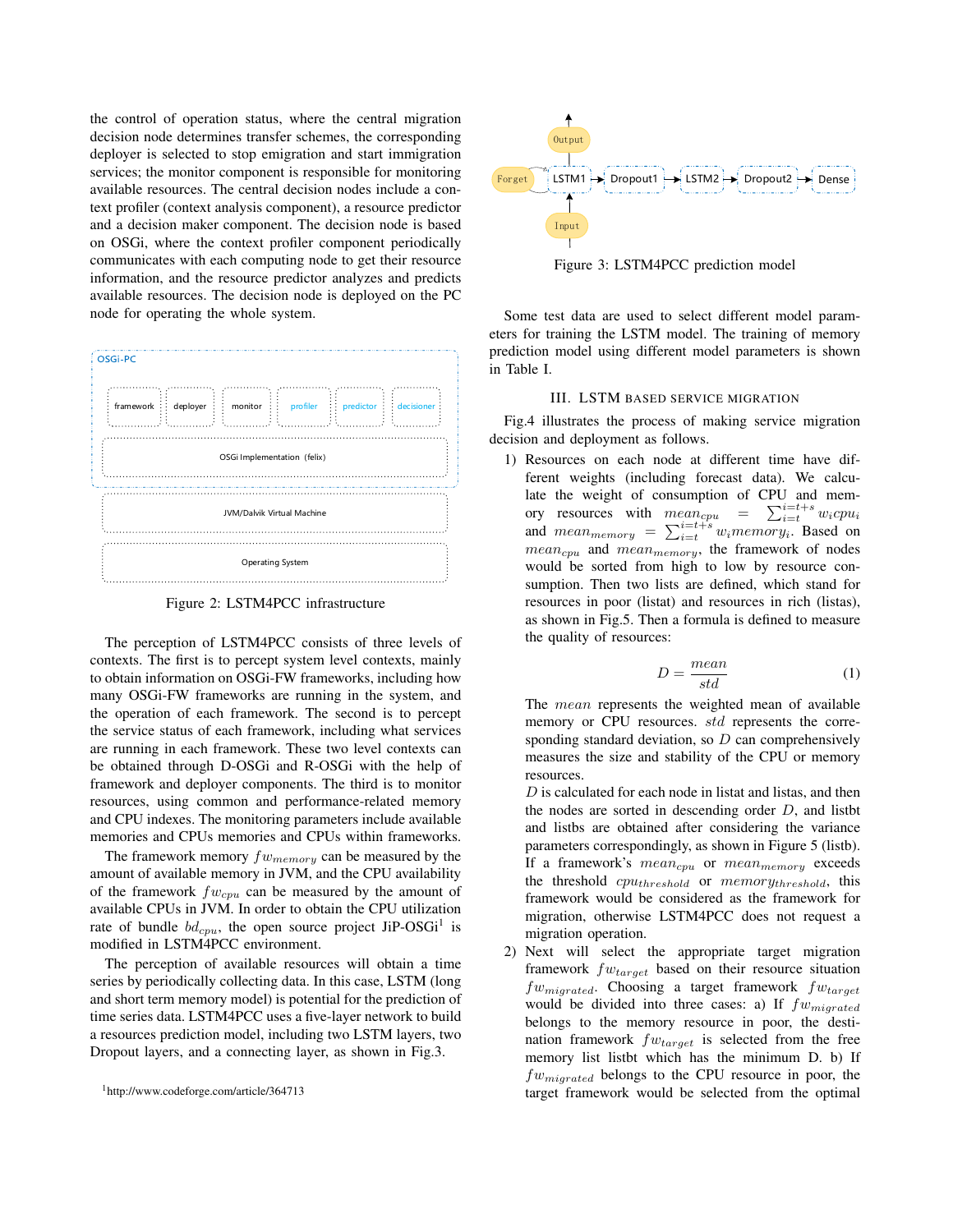the control of operation status, where the central migration decision node determines transfer schemes, the corresponding deployer is selected to stop emigration and start immigration services; the monitor component is responsible for monitoring available resources. The central decision nodes include a context profiler (context analysis component), a resource predictor and a decision maker component. The decision node is based on OSGi, where the context profiler component periodically communicates with each computing node to get their resource information, and the resource predictor analyzes and predicts available resources. The decision node is deployed on the PC node for operating the whole system.

Figure 2: LSTM4PCC infrastructure

The perception of LSTM4PCC consists of three levels of contexts. The first is to percept system level contexts, mainly to obtain information on OSGi-FW frameworks, including how many OSGi-FW frameworks are running in the system, and the operation of each framework. The second is to percept the service status of each framework, including what services are running in each framework. These two level contexts can be obtained through D-OSGi and R-OSGi with the help of framework and deployer components. The third is to monitor resources, using common and performance-related memory and CPU indexes. The monitoring parameters include available memories and CPUs memories and CPUs within frameworks.

The framework memory $fw_{memory}$ can be measured by the amount of available memory in JVM, and the CPU availability of the framework $fw_{cpu}$ can be measured by the amount of available CPUs in JVM. In order to obtain the CPU utilization rate of bundle $bd_{cpu}$, the open source project JiP-OSGi[1] is modified in LSTM4PCC environment.

The perception of available resources will obtain a time series by periodically collecting data. In this case, LSTM (long and short term memory model) is potential for the prediction of time series data. LSTM4PCC uses a five-layer network to build a resources prediction model, including two LSTM layers, two Dropout layers, and a connecting layer, as shown in Fig.3.

[1] http://www.codeforge.com/article/364713

Figure 3: LSTM4PCC prediction model

Some test data are used to select different model parameters for training the LSTM model. The training of memory prediction model using different model parameters is shown in Table I.

## III. LSTM based Service Migration

Fig.4 illustrates the process of making service migration decision and deployment as follows.

1) Resources on each node at different time have different weights (including forecast data). We calculate the weight of consumption of CPU and memory resources with $mean_{cpu} = \sum_{i=t}^{i=t+s} w_i cpu_i$ and $mean_{memory} = \sum_{i=t}^{i=t+s} w_i memory_i$. Based on $mean_{cpu}$ and $mean_{memory}$, the framework of nodes would be sorted from high to low by resource consumption. Then two lists are defined, which stand for resources in poor (listat) and resources in rich (listas), as shown in Fig.5. Then a formula is defined to measure the quality of resources:

$$D = \frac{mean}{std} \tag{1}$$

The $mean$ represents the weighted mean of available memory or CPU resources. $std$ represents the corresponding standard deviation, so $D$ can comprehensively measures the size and stability of the CPU or memory resources.

$D$ is calculated for each node in listat and listas, and then the nodes are sorted in descending order $D$, and listbt and listbs are obtained after considering the variance parameters correspondingly, as shown in Figure 5 (listb). If a framework's $mean_{cpu}$ or $mean_{memory}$ exceeds the threshold $cpu_{threshold}$ or $memory_{threshold}$, this framework would be considered as the framework for migration, otherwise LSTM4PCC does not request a migration operation.

2) Next will select the appropriate target migration framework $fw_{target}$ based on their resource situation $fw_{migrated}$. Choosing a target framework $fw_{target}$ would be divided into three cases: a) If $fw_{migrated}$ belongs to the memory resource in poor, the destination framework $fw_{target}$ is selected from the free memory list listbt which has the minimum D. b) If $fw_{migrated}$ belongs to the CPU resource in poor, the target framework would be selected from the optimal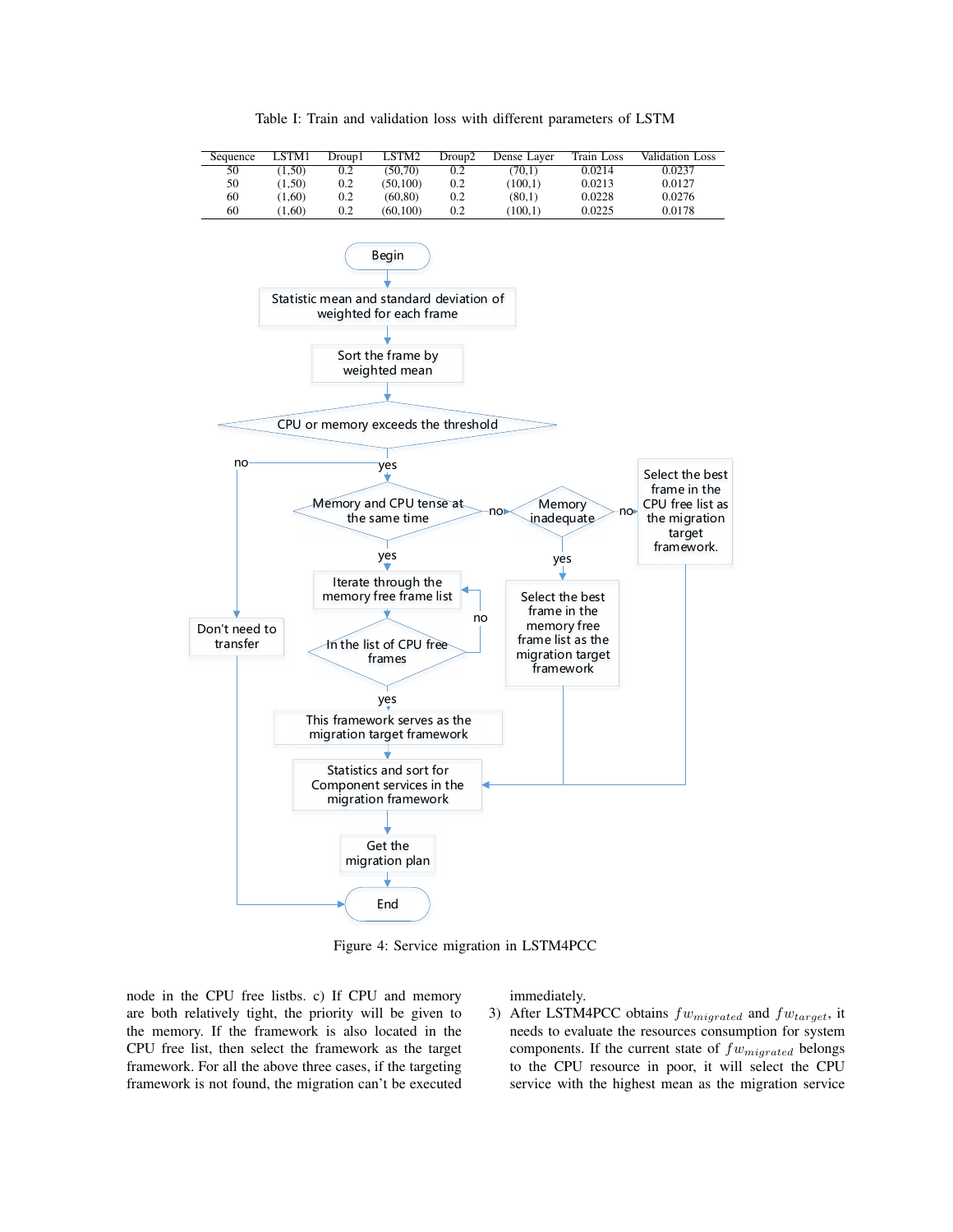Table I: Train and validation loss with different parameters of LSTM

| Sequence | LSTM1 | Droup1 | LSTM2 | Droup2 | Dense Layer | Train Loss | Validation Loss |
|---|---|---|---|---|---|---|---|
| 50 | (1,50) | 0.2 | (50,70) | 0.2 | (70,1) | 0.0214 | 0.0237 |
| 50 | (1,50) | 0.2 | (50,100) | 0.2 | (100,1) | 0.0213 | 0.0127 |
| 60 | (1,60) | 0.2 | (60,80) | 0.2 | (80,1) | 0.0228 | 0.0276 |
| 60 | (1,60) | 0.2 | (60,100) | 0.2 | (100,1) | 0.0225 | 0.0178 |

Figure 4: Service migration in LSTM4PCC

node in the CPU free listbs. c) If CPU and memory are both relatively tight, the priority will be given to the memory. If the framework is also located in the CPU free list, then select the framework as the target framework. For all the above three cases, if the targeting framework is not found, the migration can't be executed immediately.

3) After LSTM4PCC obtains $fw_{migrated}$ and $fw_{target}$, it needs to evaluate the resources consumption for system components. If the current state of $fw_{migrated}$ belongs to the CPU resource in poor, it will select the CPU service with the highest mean as the migration service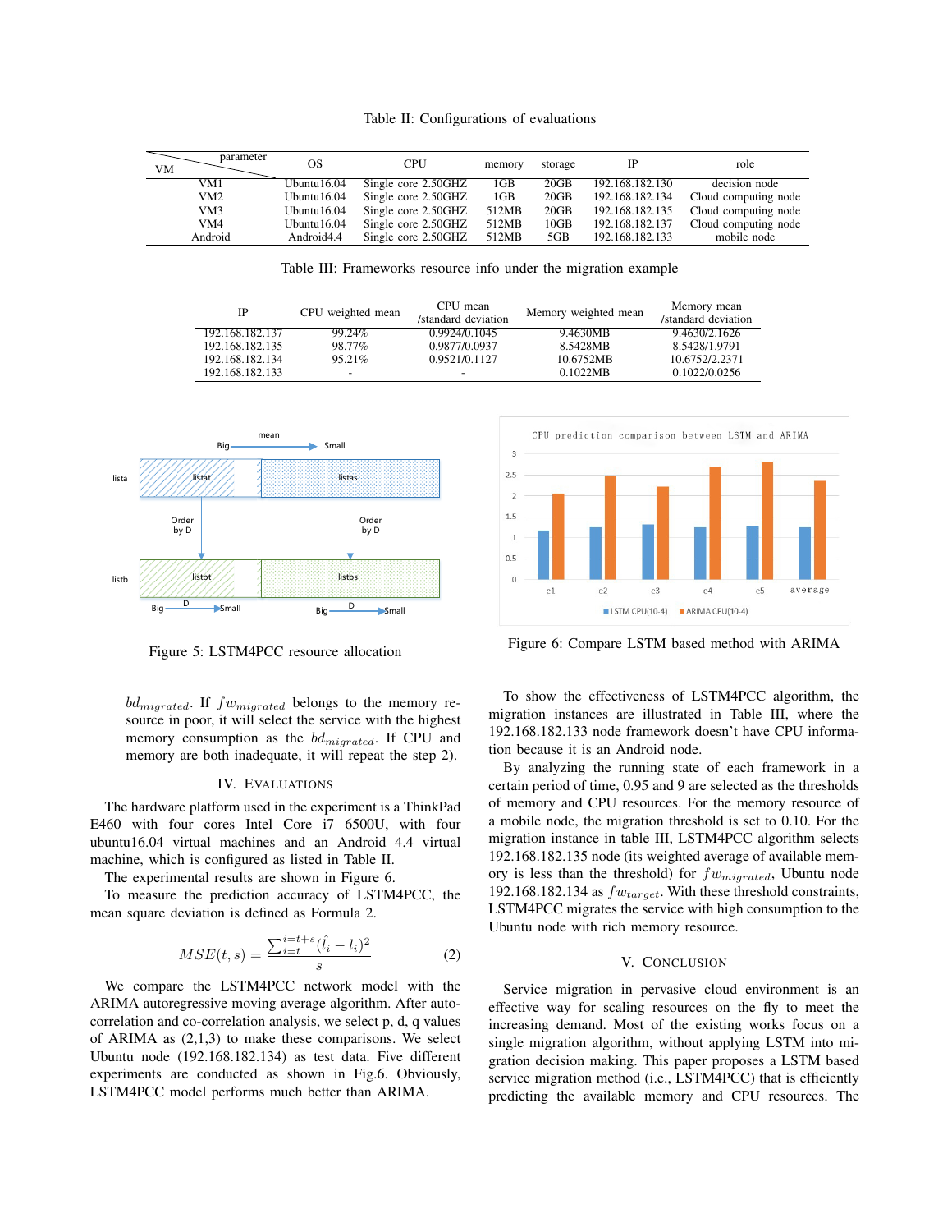Table II: Configurations of evaluations

| VM \ parameter | OS | CPU | memory | storage | IP | role |
|---|---|---|---|---|---|---|
| VM1 | Ubuntu16.04 | Single core 2.50GHZ | 1GB | 20GB | 192.168.182.130 | decision node |
| VM2 | Ubuntu16.04 | Single core 2.50GHZ | 1GB | 20GB | 192.168.182.134 | Cloud computing node |
| VM3 | Ubuntu16.04 | Single core 2.50GHZ | 512MB | 20GB | 192.168.182.135 | Cloud computing node |
| VM4 | Ubuntu16.04 | Single core 2.50GHZ | 512MB | 10GB | 192.168.182.137 | Cloud computing node |
| Android | Android4.4 | Single core 2.50GHZ | 512MB | 5GB | 192.168.182.133 | mobile node |

Table III: Frameworks resource info under the migration example

| IP | CPU weighted mean | CPU mean /standard deviation | Memory weighted mean | Memory mean /standard deviation |
|---|---|---|---|---|
| 192.168.182.137 | 99.24% | 0.9924/0.1045 | 9.4630MB | 9.4630/2.1626 |
| 192.168.182.135 | 98.77% | 0.9877/0.0937 | 8.5428MB | 8.5428/1.9791 |
| 192.168.182.134 | 95.21% | 0.9521/0.1127 | 10.6752MB | 10.6752/2.2371 |
| 192.168.182.133 | - | - | 0.1022MB | 0.1022/0.0256 |

Figure 5: LSTM4PCC resource allocation

Figure 6: Compare LSTM based method with ARIMA

$bd_{migrated}$. If $fw_{migrated}$ belongs to the memory resource in poor, it will select the service with the highest memory consumption as the $bd_{migrated}$. If CPU and memory are both inadequate, it will repeat the step 2).

## IV. Evaluations

The hardware platform used in the experiment is a ThinkPad E460 with four cores Intel Core i7 6500U, with four ubuntu16.04 virtual machines and an Android 4.4 virtual machine, which is configured as listed in Table II.

The experimental results are shown in Figure 6.

To measure the prediction accuracy of LSTM4PCC, the mean square deviation is defined as Formula 2.

$$MSE(t,s) = \frac{\sum_{i=t}^{i=t+s}(\hat{l_i} - l_i)^2}{s} \tag{2}$$

We compare the LSTM4PCC network model with the ARIMA autoregressive moving average algorithm. After auto-correlation and co-correlation analysis, we select p, d, q values of ARIMA as (2,1,3) to make these comparisons. We select Ubuntu node (192.168.182.134) as test data. Five different experiments are conducted as shown in Fig.6. Obviously, LSTM4PCC model performs much better than ARIMA.

To show the effectiveness of LSTM4PCC algorithm, the migration instances are illustrated in Table III, where the 192.168.182.133 node framework doesn't have CPU information because it is an Android node.

By analyzing the running state of each framework in a certain period of time, 0.95 and 9 are selected as the thresholds of memory and CPU resources. For the memory resource of a mobile node, the migration threshold is set to 0.10. For the migration instance in table III, LSTM4PCC algorithm selects 192.168.182.135 node (its weighted average of available memory is less than the threshold) for $fw_{migrated}$, Ubuntu node 192.168.182.134 as $fw_{target}$. With these threshold constraints, LSTM4PCC migrates the service with high consumption to the Ubuntu node with rich memory resource.

## V. Conclusion

Service migration in pervasive cloud environment is an effective way for scaling resources on the fly to meet the increasing demand. Most of the existing works focus on a single migration algorithm, without applying LSTM into migration decision making. This paper proposes a LSTM based service migration method (i.e., LSTM4PCC) that is efficiently predicting the available memory and CPU resources. The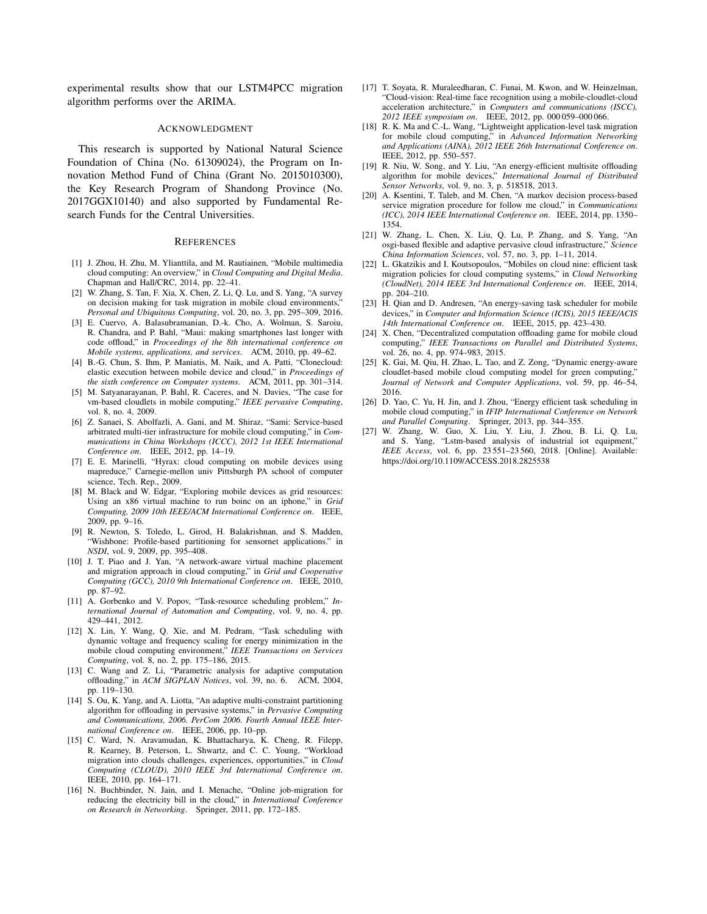experimental results show that our LSTM4PCC migration algorithm performs over the ARIMA.

## Acknowledgment

This research is supported by National Natural Science Foundation of China (No. 61309024), the Program on Innovation Method Fund of China (Grant No. 2015010300), the Key Research Program of Shandong Province (No. 2017GGX10140) and also supported by Fundamental Research Funds for the Central Universities.

## References

[1] J. Zhou, H. Zhu, M. Ylianttila, and M. Rautiainen, "Mobile multimedia cloud computing: An overview," in *Cloud Computing and Digital Media*. Chapman and Hall/CRC, 2014, pp. 22–41.

[2] W. Zhang, S. Tan, F. Xia, X. Chen, Z. Li, Q. Lu, and S. Yang, "A survey on decision making for task migration in mobile cloud environments," *Personal and Ubiquitous Computing*, vol. 20, no. 3, pp. 295–309, 2016.

[3] E. Cuervo, A. Balasubramanian, D.-k. Cho, A. Wolman, S. Saroiu, R. Chandra, and P. Bahl, "Maui: making smartphones last longer with code offload," in *Proceedings of the 8th international conference on Mobile systems, applications, and services*. ACM, 2010, pp. 49–62.

[4] B.-G. Chun, S. Ihm, P. Maniatis, M. Naik, and A. Patti, "Clonecloud: elastic execution between mobile device and cloud," in *Proceedings of the sixth conference on Computer systems*. ACM, 2011, pp. 301–314.

[5] M. Satyanarayanan, P. Bahl, R. Caceres, and N. Davies, "The case for vm-based cloudlets in mobile computing," *IEEE pervasive Computing*, vol. 8, no. 4, 2009.

[6] Z. Sanaei, S. Abolfazli, A. Gani, and M. Shiraz, "Sami: Service-based arbitrated multi-tier infrastructure for mobile cloud computing," in *Communications in China Workshops (ICCC), 2012 1st IEEE International Conference on*. IEEE, 2012, pp. 14–19.

[7] E. E. Marinelli, "Hyrax: cloud computing on mobile devices using mapreduce," Carnegie-mellon univ Pittsburgh PA school of computer science, Tech. Rep., 2009.

[8] M. Black and W. Edgar, "Exploring mobile devices as grid resources: Using an x86 virtual machine to run boinc on an iphone," in *Grid Computing, 2009 10th IEEE/ACM International Conference on*. IEEE, 2009, pp. 9–16.

[9] R. Newton, S. Toledo, L. Girod, H. Balakrishnan, and S. Madden, "Wishbone: Profile-based partitioning for sensornet applications." in *NSDI*, vol. 9, 2009, pp. 395–408.

[10] J. T. Piao and J. Yan, "A network-aware virtual machine placement and migration approach in cloud computing," in *Grid and Cooperative Computing (GCC), 2010 9th International Conference on*. IEEE, 2010, pp. 87–92.

[11] A. Gorbenko and V. Popov, "Task-resource scheduling problem," *International Journal of Automation and Computing*, vol. 9, no. 4, pp. 429–441, 2012.

[12] X. Lin, Y. Wang, Q. Xie, and M. Pedram, "Task scheduling with dynamic voltage and frequency scaling for energy minimization in the mobile cloud computing environment," *IEEE Transactions on Services Computing*, vol. 8, no. 2, pp. 175–186, 2015.

[13] C. Wang and Z. Li, "Parametric analysis for adaptive computation offloading," in *ACM SIGPLAN Notices*, vol. 39, no. 6. ACM, 2004, pp. 119–130.

[14] S. Ou, K. Yang, and A. Liotta, "An adaptive multi-constraint partitioning algorithm for offloading in pervasive systems," in *Pervasive Computing and Communications, 2006. PerCom 2006. Fourth Annual IEEE International Conference on*. IEEE, 2006, pp. 10–pp.

[15] C. Ward, N. Aravamudan, K. Bhattacharya, K. Cheng, R. Filepp, R. Kearney, B. Peterson, L. Shwartz, and C. C. Young, "Workload migration into clouds challenges, experiences, opportunities," in *Cloud Computing (CLOUD), 2010 IEEE 3rd International Conference on*. IEEE, 2010, pp. 164–171.

[16] N. Buchbinder, N. Jain, and I. Menache, "Online job-migration for reducing the electricity bill in the cloud," in *International Conference on Research in Networking*. Springer, 2011, pp. 172–185.

[17] T. Soyata, R. Muraleedharan, C. Funai, M. Kwon, and W. Heinzelman, "Cloud-vision: Real-time face recognition using a mobile-cloudlet-cloud acceleration architecture," in *Computers and communications (ISCC), 2012 IEEE symposium on*. IEEE, 2012, pp. 000 059–000 066.

[18] R. K. Ma and C.-L. Wang, "Lightweight application-level task migration for mobile cloud computing," in *Advanced Information Networking and Applications (AINA), 2012 IEEE 26th International Conference on*. IEEE, 2012, pp. 550–557.

[19] R. Niu, W. Song, and Y. Liu, "An energy-efficient multisite offloading algorithm for mobile devices," *International Journal of Distributed Sensor Networks*, vol. 9, no. 3, p. 518518, 2013.

[20] A. Ksentini, T. Taleb, and M. Chen, "A markov decision process-based service migration procedure for follow me cloud," in *Communications (ICC), 2014 IEEE International Conference on*. IEEE, 2014, pp. 1350–1354.

[21] W. Zhang, L. Chen, X. Liu, Q. Lu, P. Zhang, and S. Yang, "An osgi-based flexible and adaptive pervasive cloud infrastructure," *Science China Information Sciences*, vol. 57, no. 3, pp. 1–11, 2014.

[22] L. Gkatzikis and I. Koutsopoulos, "Mobiles on cloud nine: efficient task migration policies for cloud computing systems," in *Cloud Networking (CloudNet), 2014 IEEE 3rd International Conference on*. IEEE, 2014, pp. 204–210.

[23] H. Qian and D. Andresen, "An energy-saving task scheduler for mobile devices," in *Computer and Information Science (ICIS), 2015 IEEE/ACIS 14th International Conference on*. IEEE, 2015, pp. 423–430.

[24] X. Chen, "Decentralized computation offloading game for mobile cloud computing," *IEEE Transactions on Parallel and Distributed Systems*, vol. 26, no. 4, pp. 974–983, 2015.

[25] K. Gai, M. Qiu, H. Zhao, L. Tao, and Z. Zong, "Dynamic energy-aware cloudlet-based mobile cloud computing model for green computing," *Journal of Network and Computer Applications*, vol. 59, pp. 46–54, 2016.

[26] D. Yao, C. Yu, H. Jin, and J. Zhou, "Energy efficient task scheduling in mobile cloud computing," in *IFIP International Conference on Network and Parallel Computing*. Springer, 2013, pp. 344–355.

[27] W. Zhang, W. Guo, X. Liu, Y. Liu, J. Zhou, B. Li, Q. Lu, and S. Yang, "Lstm-based analysis of industrial iot equipment," *IEEE Access*, vol. 6, pp. 23 551–23 560, 2018. [Online]. Available: https://doi.org/10.1109/ACCESS.2018.2825538